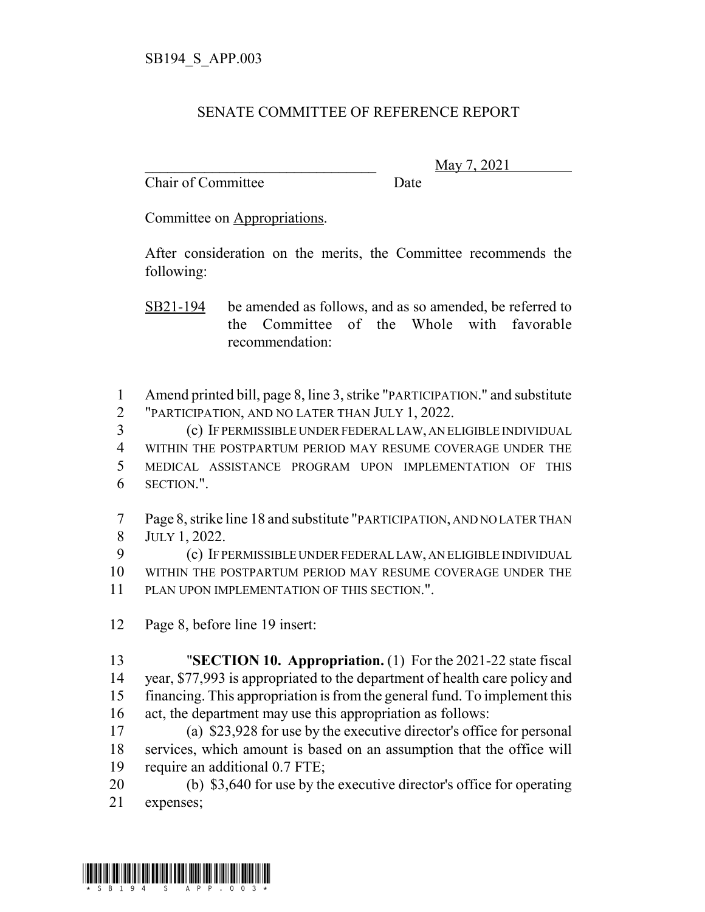SB194_S_APP.003

SENATE COMMITTEE OF REFERENCE REPORT

\_\_\_\_\_\_\_\_\_\_\_\_\_\_\_\_\_\_\_\_\_\_\_\_\_\_\_\_\_\_\_\_ May 7, 2021

Chair of Committee Date

Committee on Appropriations.

After consideration on the merits, the Committee recommends the following:

SB21-194 be amended as follows, and as so amended, be referred to the Committee of the Whole with favorable recommendation:

1 Amend printed bill, page 8, line 3, strike "PARTICIPATION." and substitute
2 "PARTICIPATION, AND NO LATER THAN JULY 1, 2022.
3 (c) IF PERMISSIBLE UNDER FEDERAL LAW, AN ELIGIBLE INDIVIDUAL
4 WITHIN THE POSTPARTUM PERIOD MAY RESUME COVERAGE UNDER THE
5 MEDICAL ASSISTANCE PROGRAM UPON IMPLEMENTATION OF THIS
6 SECTION.".

7 Page 8, strike line 18 and substitute "PARTICIPATION, AND NO LATER THAN
8 JULY 1, 2022.
9 (c) IF PERMISSIBLE UNDER FEDERAL LAW, AN ELIGIBLE INDIVIDUAL
10 WITHIN THE POSTPARTUM PERIOD MAY RESUME COVERAGE UNDER THE
11 PLAN UPON IMPLEMENTATION OF THIS SECTION.".

12 Page 8, before line 19 insert:

13 "**SECTION 10. Appropriation.** (1) For the 2021-22 state fiscal
14 year, $77,993 is appropriated to the department of health care policy and
15 financing. This appropriation is from the general fund. To implement this
16 act, the department may use this appropriation as follows:
17 (a) $23,928 for use by the executive director's office for personal
18 services, which amount is based on an assumption that the office will
19 require an additional 0.7 FTE;
20 (b) $3,640 for use by the executive director's office for operating
21 expenses;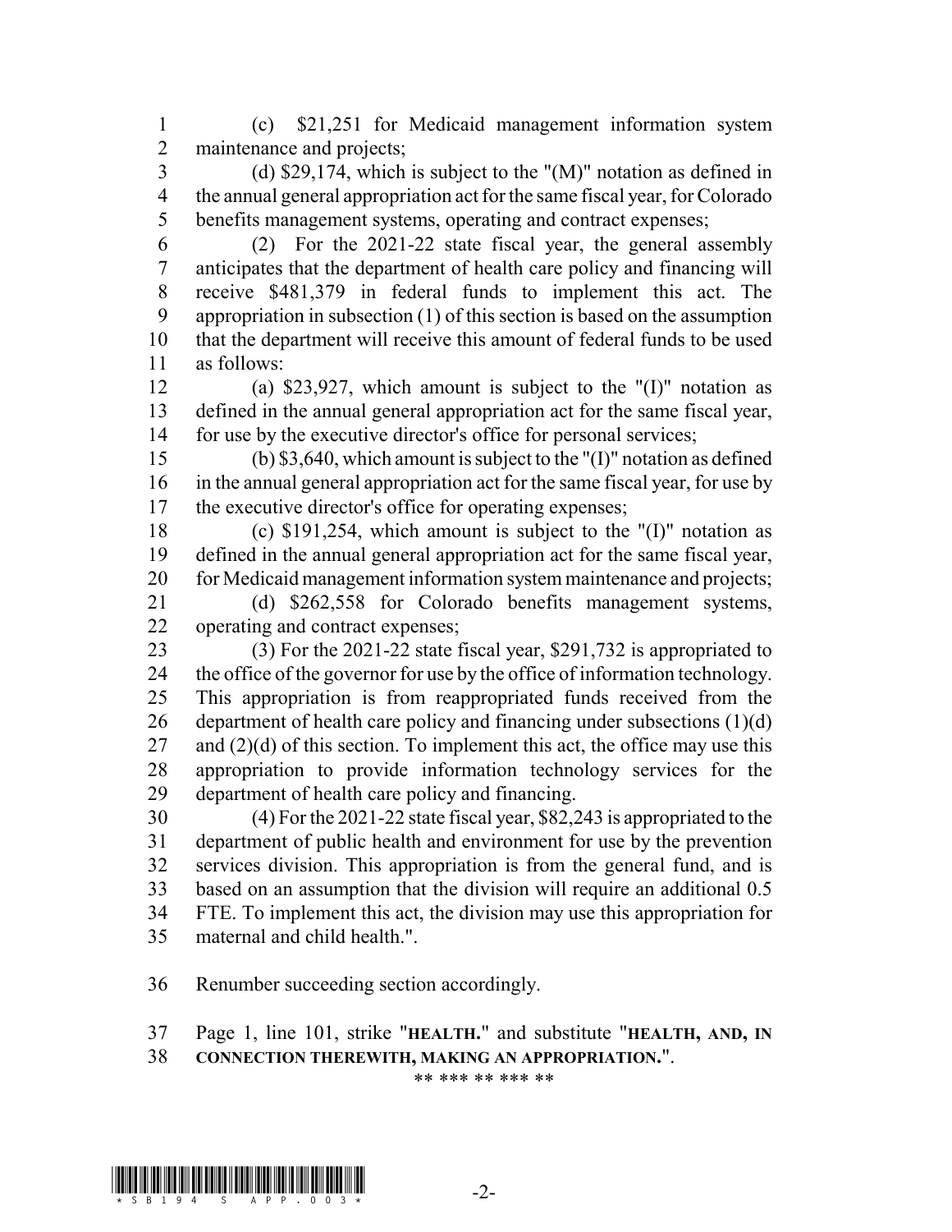(c) $21,251 for Medicaid management information system maintenance and projects;

(d) $29,174, which is subject to the "(M)" notation as defined in the annual general appropriation act for the same fiscal year, for Colorado benefits management systems, operating and contract expenses;

(2) For the 2021-22 state fiscal year, the general assembly anticipates that the department of health care policy and financing will receive $481,379 in federal funds to implement this act. The appropriation in subsection (1) of this section is based on the assumption that the department will receive this amount of federal funds to be used as follows:

(a) $23,927, which amount is subject to the "(I)" notation as defined in the annual general appropriation act for the same fiscal year, for use by the executive director's office for personal services;

(b) $3,640, which amount is subject to the "(I)" notation as defined in the annual general appropriation act for the same fiscal year, for use by the executive director's office for operating expenses;

(c) $191,254, which amount is subject to the "(I)" notation as defined in the annual general appropriation act for the same fiscal year, for Medicaid management information system maintenance and projects;

(d) $262,558 for Colorado benefits management systems, operating and contract expenses;

(3) For the 2021-22 state fiscal year, $291,732 is appropriated to the office of the governor for use by the office of information technology. This appropriation is from reappropriated funds received from the department of health care policy and financing under subsections (1)(d) and (2)(d) of this section. To implement this act, the office may use this appropriation to provide information technology services for the department of health care policy and financing.

(4) For the 2021-22 state fiscal year, $82,243 is appropriated to the department of public health and environment for use by the prevention services division. This appropriation is from the general fund, and is based on an assumption that the division will require an additional 0.5 FTE. To implement this act, the division may use this appropriation for maternal and child health.".

Renumber succeeding section accordingly.

Page 1, line 101, strike "**HEALTH.**" and substitute "**HEALTH, AND, IN CONNECTION THEREWITH, MAKING AN APPROPRIATION.**".

** *** ** *** **